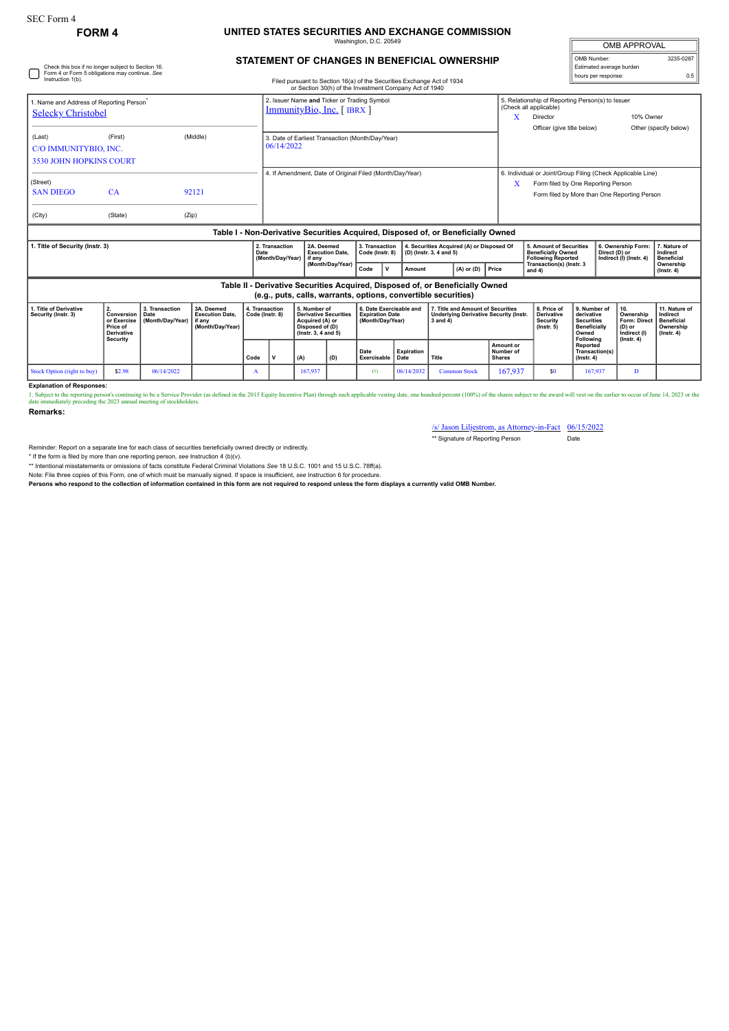SEC Form 4

**FORM 4**

# UNITED STATES SECURITIES AND EXCHANGE COMMISSION

Washington, D.C. 20549

## STATEMENT OF CHANGES IN BENEFICIAL OWNERSHIP

Filed pursuant to Section 16(a) of the Securities Exchange Act of 1934
or Section 30(h) of the Investment Company Act of 1940

| OMB APPROVAL | |
|---|---|
| OMB Number: | 3235-0287 |
| Estimated average burden | |
| hours per response: | 0.5 |

☐ Check this box if no longer subject to Section 16. Form 4 or Form 5 obligations may continue. *See* Instruction 1(b).

1. Name and Address of Reporting Person*
Selecky Christobel

(Last) (First) (Middle)
C/O IMMUNITYBIO, INC.
3530 JOHN HOPKINS COURT

(Street)
SAN DIEGO CA 92121

(City) (State) (Zip)

2. Issuer Name **and** Ticker or Trading Symbol
ImmunityBio, Inc. [ IBRX ]

3. Date of Earliest Transaction (Month/Day/Year)
06/14/2022

4. If Amendment, Date of Original Filed (Month/Day/Year)

5. Relationship of Reporting Person(s) to Issuer (Check all applicable)
X Director
10% Owner
Officer (give title below)
Other (specify below)

6. Individual or Joint/Group Filing (Check Applicable Line)
X Form filed by One Reporting Person
Form filed by More than One Reporting Person

### Table I - Non-Derivative Securities Acquired, Disposed of, or Beneficially Owned

| 1. Title of Security (Instr. 3) | 2. Transaction Date (Month/Day/Year) | 2A. Deemed Execution Date, if any (Month/Day/Year) | 3. Transaction Code (Instr. 8) | | 4. Securities Acquired (A) or Disposed Of (D) (Instr. 3, 4 and 5) | | | 5. Amount of Securities Beneficially Owned Following Reported Transaction(s) (Instr. 3 and 4) | 6. Ownership Form: Direct (D) or Indirect (I) (Instr. 4) | 7. Nature of Indirect Beneficial Ownership (Instr. 4) |
|---|---|---|---|---|---|---|---|---|---|---|
| | | | Code | V | Amount | (A) or (D) | Price | | | |

### Table II - Derivative Securities Acquired, Disposed of, or Beneficially Owned (e.g., puts, calls, warrants, options, convertible securities)

| 1. Title of Derivative Security (Instr. 3) | 2. Conversion or Exercise Price of Derivative Security | 3. Transaction Date (Month/Day/Year) | 3A. Deemed Execution Date, if any (Month/Day/Year) | 4. Transaction Code (Instr. 8) | | 5. Number of Derivative Securities Acquired (A) or Disposed of (D) (Instr. 3, 4 and 5) | | 6. Date Exercisable and Expiration Date (Month/Day/Year) | | 7. Title and Amount of Securities Underlying Derivative Security (Instr. 3 and 4) | | 8. Price of Derivative Security (Instr. 5) | 9. Number of derivative Securities Beneficially Owned Following Reported Transaction(s) (Instr. 4) | 10. Ownership Form: Direct (D) or Indirect (I) (Instr. 4) | 11. Nature of Indirect Beneficial Ownership (Instr. 4) |
|---|---|---|---|---|---|---|---|---|---|---|---|---|---|---|---|
| | | | | Code | V | (A) | (D) | Date Exercisable | Expiration Date | Title | Amount or Number of Shares | | | | |
| Stock Option (right to buy) | $2.98 | 06/14/2022 | | A | | 167,937 | | (1) | 06/14/2032 | Common Stock | 167,937 | $0 | 167,937 | D | |

**Explanation of Responses:**

1. Subject to the reporting person's continuing to be a Service Provider (as defined in the 2015 Equity Incentive Plan) through such applicable vesting date, one hundred percent (100%) of the shares subject to the award will vest on the earlier to occur of June 14, 2023 or the date immediately preceding the 2023 annual meeting of stockholders.

**Remarks:**

/s/ Jason Liljestrom, as Attorney-in-Fact 06/15/2022

** Signature of Reporting Person Date

Reminder: Report on a separate line for each class of securities beneficially owned directly or indirectly.

\* If the form is filed by more than one reporting person, *see* Instruction 4 (b)(v).

** Intentional misstatements or omissions of facts constitute Federal Criminal Violations *See* 18 U.S.C. 1001 and 15 U.S.C. 78ff(a).

Note: File three copies of this Form, one of which must be manually signed. If space is insufficient, *see* Instruction 6 for procedure.

**Persons who respond to the collection of information contained in this form are not required to respond unless the form displays a currently valid OMB Number.**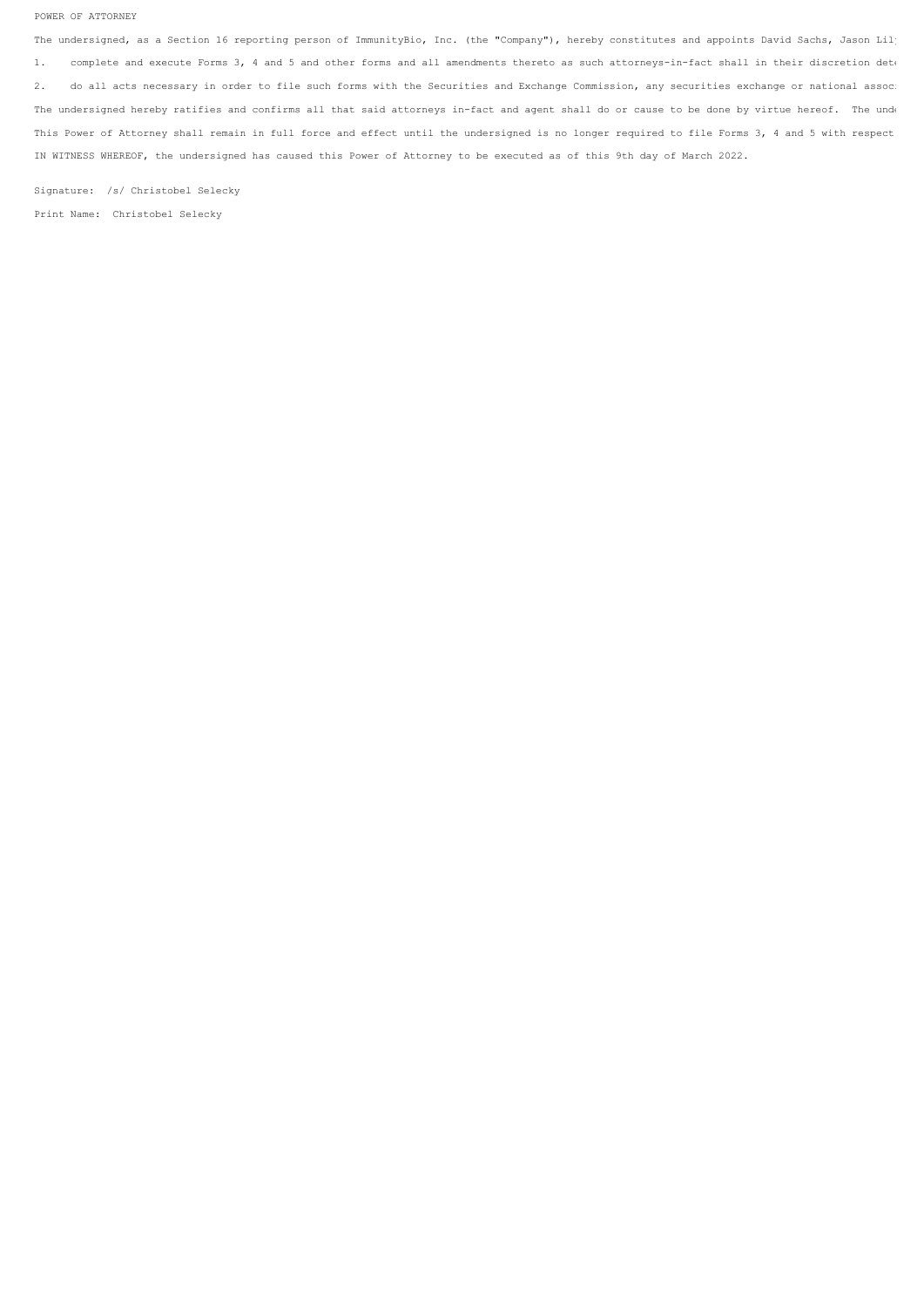POWER OF ATTORNEY

The undersigned, as a Section 16 reporting person of ImmunityBio, Inc. (the "Company"), hereby constitutes and appoints David Sachs, Jason Lil

1. complete and execute Forms 3, 4 and 5 and other forms and all amendments thereto as such attorneys-in-fact shall in their discretion dete

2. do all acts necessary in order to file such forms with the Securities and Exchange Commission, any securities exchange or national assoc

The undersigned hereby ratifies and confirms all that said attorneys in-fact and agent shall do or cause to be done by virtue hereof. The unde

This Power of Attorney shall remain in full force and effect until the undersigned is no longer required to file Forms 3, 4 and 5 with respect

IN WITNESS WHEREOF, the undersigned has caused this Power of Attorney to be executed as of this 9th day of March 2022.

Signature: /s/ Christobel Selecky

Print Name: Christobel Selecky